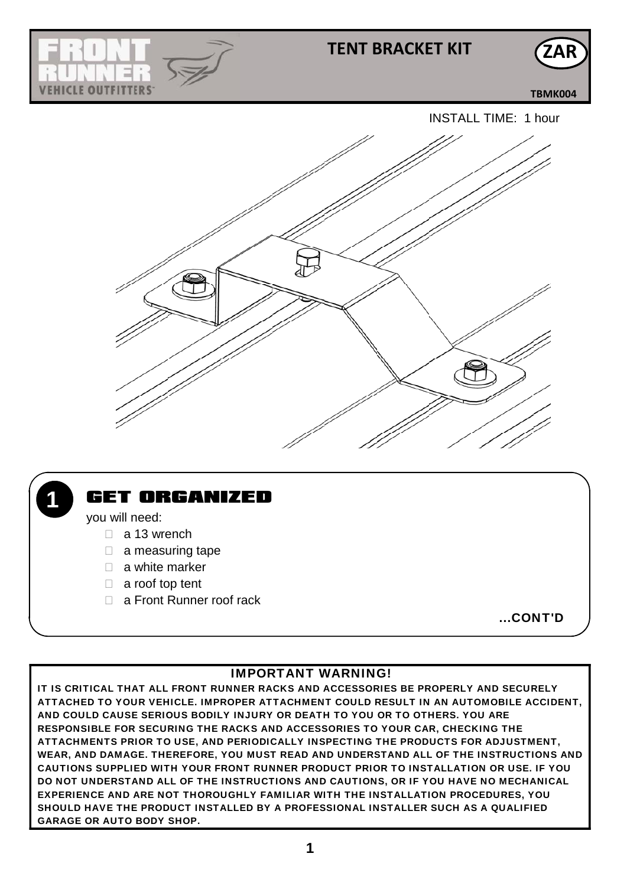# TENT BRACKET KIT

ZAR

TBMK004

INSTALL TIME: 1 hour

## 1 GET ORGANIZED

you will need:

- a 13 wrench
- a measuring tape
- a white marker
- a roof top tent
- a Front Runner roof rack

...CONT'D

**IMPORTANT WARNING!**

**IT IS CRITICAL THAT ALL FRONT RUNNER RACKS AND ACCESSORIES BE PROPERLY AND SECURELY ATTACHED TO YOUR VEHICLE. IMPROPER ATTACHMENT COULD RESULT IN AN AUTOMOBILE ACCIDENT, AND COULD CAUSE SERIOUS BODILY INJURY OR DEATH TO YOU OR TO OTHERS. YOU ARE RESPONSIBLE FOR SECURING THE RACKS AND ACCESSORIES TO YOUR CAR, CHECKING THE ATTACHMENTS PRIOR TO USE, AND PERIODICALLY INSPECTING THE PRODUCTS FOR ADJUSTMENT, WEAR, AND DAMAGE. THEREFORE, YOU MUST READ AND UNDERSTAND ALL OF THE INSTRUCTIONS AND CAUTIONS SUPPLIED WITH YOUR FRONT RUNNER PRODUCT PRIOR TO INSTALLATION OR USE. IF YOU DO NOT UNDERSTAND ALL OF THE INSTRUCTIONS AND CAUTIONS, OR IF YOU HAVE NO MECHANICAL EXPERIENCE AND ARE NOT THOROUGHLY FAMILIAR WITH THE INSTALLATION PROCEDURES, YOU SHOULD HAVE THE PRODUCT INSTALLED BY A PROFESSIONAL INSTALLER SUCH AS A QUALIFIED GARAGE OR AUTO BODY SHOP.**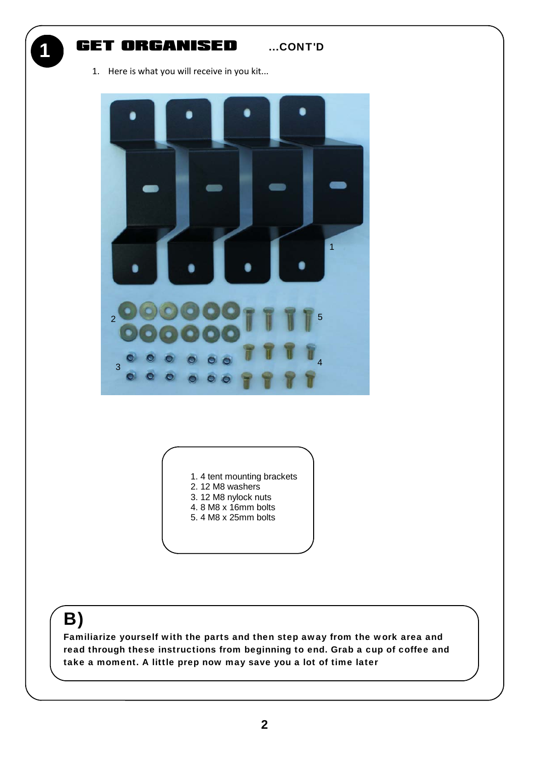# 1 GET ORGANISED ...CONT'D

1. Here is what you will receive in you kit...

1. 4 tent mounting brackets
2. 12 M8 washers
3. 12 M8 nylock nuts
4. 8 M8 x 16mm bolts
5. 4 M8 x 25mm bolts

## B)

**Familiarize yourself with the parts and then step away from the work area and read through these instructions from beginning to end. Grab a cup of coffee and take a moment. A little prep now may save you a lot of time later**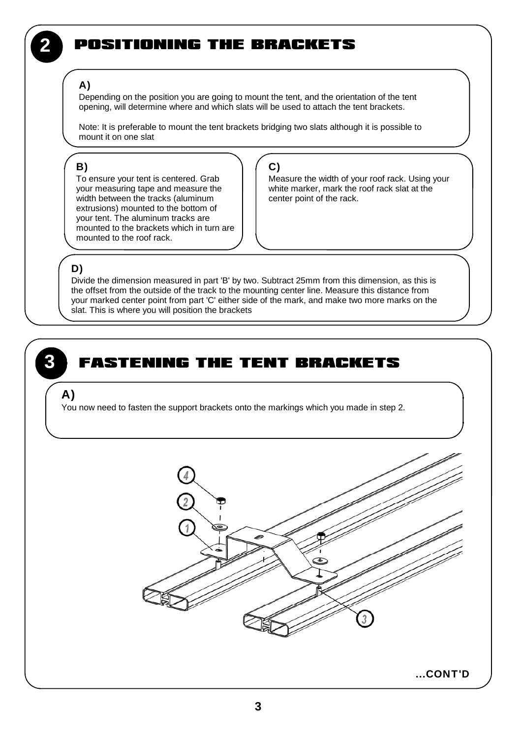## 2 POSITIONING THE BRACKETS

**A)**

Depending on the position you are going to mount the tent, and the orientation of the tent opening, will determine where and which slats will be used to attach the tent brackets.

Note: It is preferable to mount the tent brackets bridging two slats although it is possible to mount it on one slat

**B)**

To ensure your tent is centered. Grab your measuring tape and measure the width between the tracks (aluminum extrusions) mounted to the bottom of your tent. The aluminum tracks are mounted to the brackets which in turn are mounted to the roof rack.

**C)**

Measure the width of your roof rack. Using your white marker, mark the roof rack slat at the center point of the rack.

**D)**

Divide the dimension measured in part 'B' by two. Subtract 25mm from this dimension, as this is the offset from the outside of the track to the mounting center line. Measure this distance from your marked center point from part 'C' either side of the mark, and make two more marks on the slat. This is where you will position the brackets

## 3 FASTENING THE TENT BRACKETS

**A)**

You now need to fasten the support brackets onto the markings which you made in step 2.

4

2

1

3

**...CONT'D**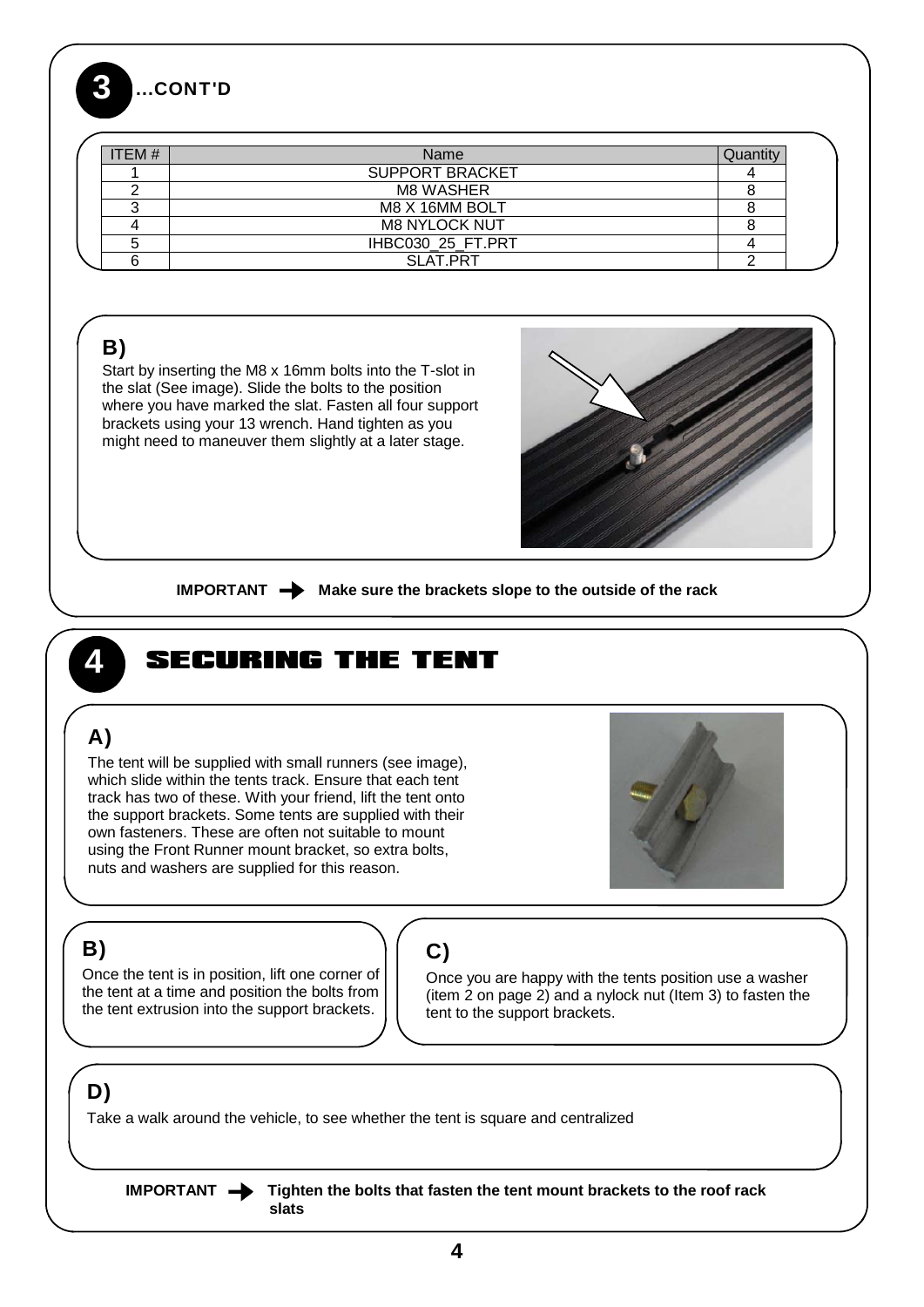## 3 ...CONT'D

| ITEM # | Name | Quantity |
|---|---|---|
| 1 | SUPPORT BRACKET | 4 |
| 2 | M8 WASHER | 8 |
| 3 | M8 X 16MM BOLT | 8 |
| 4 | M8 NYLOCK NUT | 8 |
| 5 | IHBC030_25_FT.PRT | 4 |
| 6 | SLAT.PRT | 2 |

### B)

Start by inserting the M8 x 16mm bolts into the T-slot in the slat (See image). Slide the bolts to the position where you have marked the slat. Fasten all four support brackets using your 13 wrench. Hand tighten as you might need to maneuver them slightly at a later stage.

**IMPORTANT → Make sure the brackets slope to the outside of the rack**

## 4 SECURING THE TENT

### A)

The tent will be supplied with small runners (see image), which slide within the tents track. Ensure that each tent track has two of these. With your friend, lift the tent onto the support brackets. Some tents are supplied with their own fasteners. These are often not suitable to mount using the Front Runner mount bracket, so extra bolts, nuts and washers are supplied for this reason.

### B)

Once the tent is in position, lift one corner of the tent at a time and position the bolts from the tent extrusion into the support brackets.

### C)

Once you are happy with the tents position use a washer (item 2 on page 2) and a nylock nut (Item 3) to fasten the tent to the support brackets.

### D)

Take a walk around the vehicle, to see whether the tent is square and centralized

**IMPORTANT → Tighten the bolts that fasten the tent mount brackets to the roof rack slats**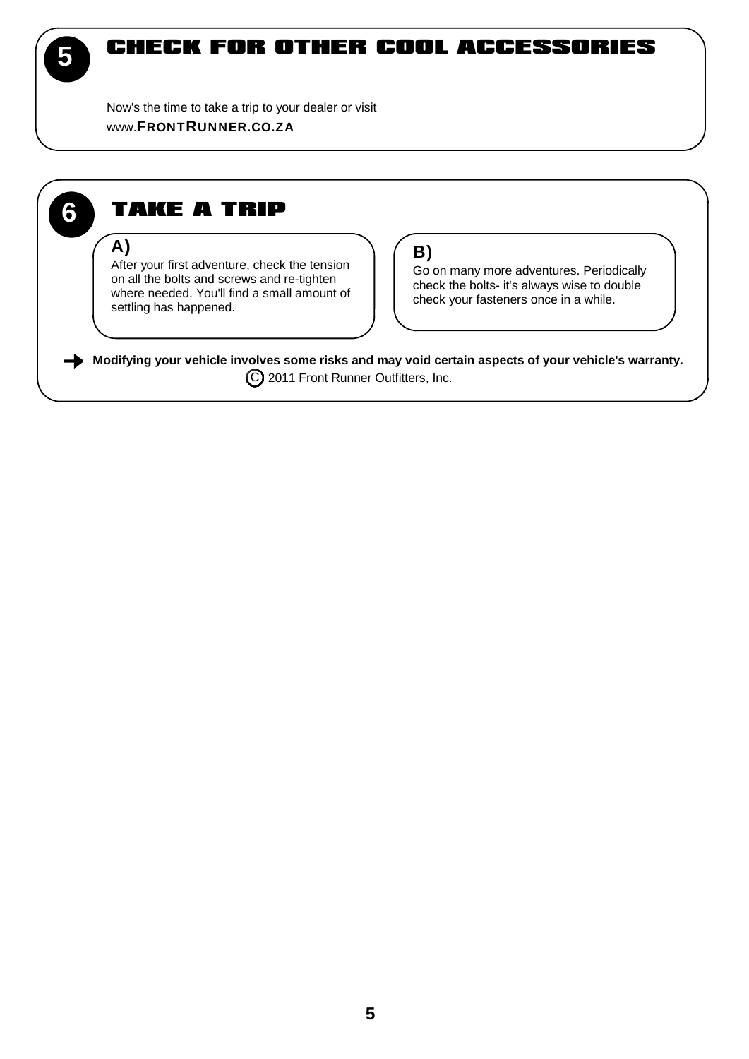## 5 CHECK FOR OTHER COOL ACCESSORIES

Now's the time to take a trip to your dealer or visit
www.**FRONTRUNNER.CO.ZA**

## 6 TAKE A TRIP

### A)

After your first adventure, check the tension on all the bolts and screws and re-tighten where needed. You'll find a small amount of settling has happened.

### B)

Go on many more adventures. Periodically check the bolts- it's always wise to double check your fasteners once in a while.

→ **Modifying your vehicle involves some risks and may void certain aspects of your vehicle's warranty.**

© 2011 Front Runner Outfitters, Inc.